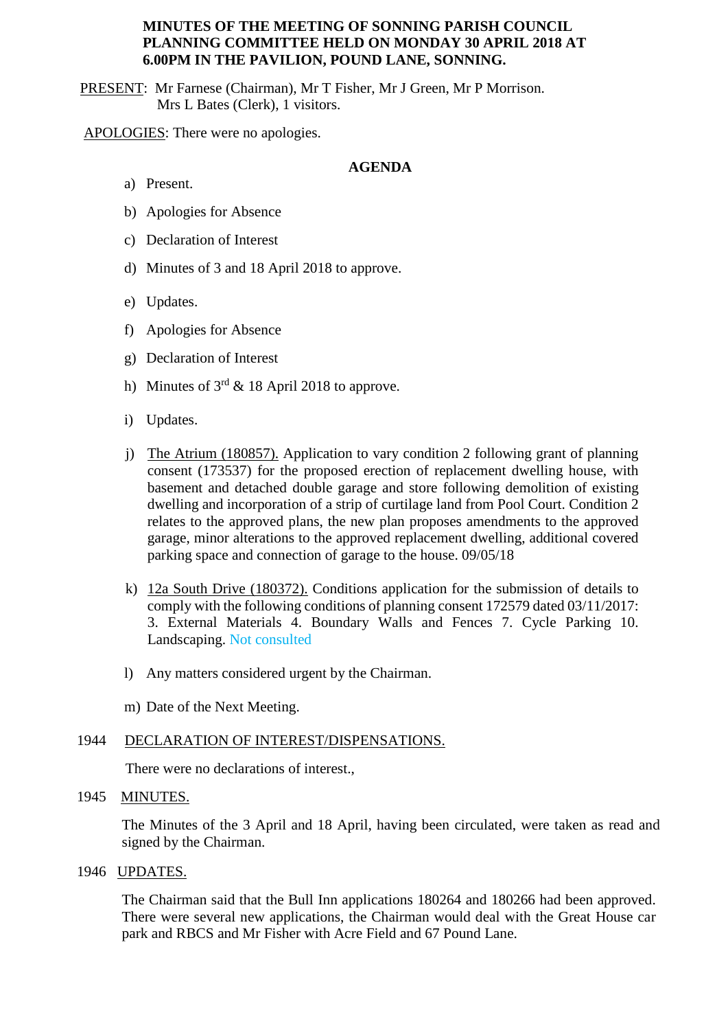# MINUTES OF THE MEETING OF SONNING PARISH COUNCIL PLANNING COMMITTEE HELD ON MONDAY 30 APRIL 2018 AT 6.00PM IN THE PAVILION, POUND LANE, SONNING.

PRESENT: Mr Farnese (Chairman), Mr T Fisher, Mr J Green, Mr P Morrison.
Mrs L Bates (Clerk), 1 visitors.

APOLOGIES: There were no apologies.

## AGENDA

a) Present.

b) Apologies for Absence

c) Declaration of Interest

d) Minutes of 3 and 18 April 2018 to approve.

e) Updates.

f) Apologies for Absence

g) Declaration of Interest

h) Minutes of 3rd & 18 April 2018 to approve.

i) Updates.

j) The Atrium (180857). Application to vary condition 2 following grant of planning consent (173537) for the proposed erection of replacement dwelling house, with basement and detached double garage and store following demolition of existing dwelling and incorporation of a strip of curtilage land from Pool Court. Condition 2 relates to the approved plans, the new plan proposes amendments to the approved garage, minor alterations to the approved replacement dwelling, additional covered parking space and connection of garage to the house. 09/05/18

k) 12a South Drive (180372). Conditions application for the submission of details to comply with the following conditions of planning consent 172579 dated 03/11/2017: 3. External Materials 4. Boundary Walls and Fences 7. Cycle Parking 10. Landscaping. Not consulted

l) Any matters considered urgent by the Chairman.

m) Date of the Next Meeting.

1944 DECLARATION OF INTEREST/DISPENSATIONS.

There were no declarations of interest.,

1945 MINUTES.

The Minutes of the 3 April and 18 April, having been circulated, were taken as read and signed by the Chairman.

1946 UPDATES.

The Chairman said that the Bull Inn applications 180264 and 180266 had been approved. There were several new applications, the Chairman would deal with the Great House car park and RBCS and Mr Fisher with Acre Field and 67 Pound Lane.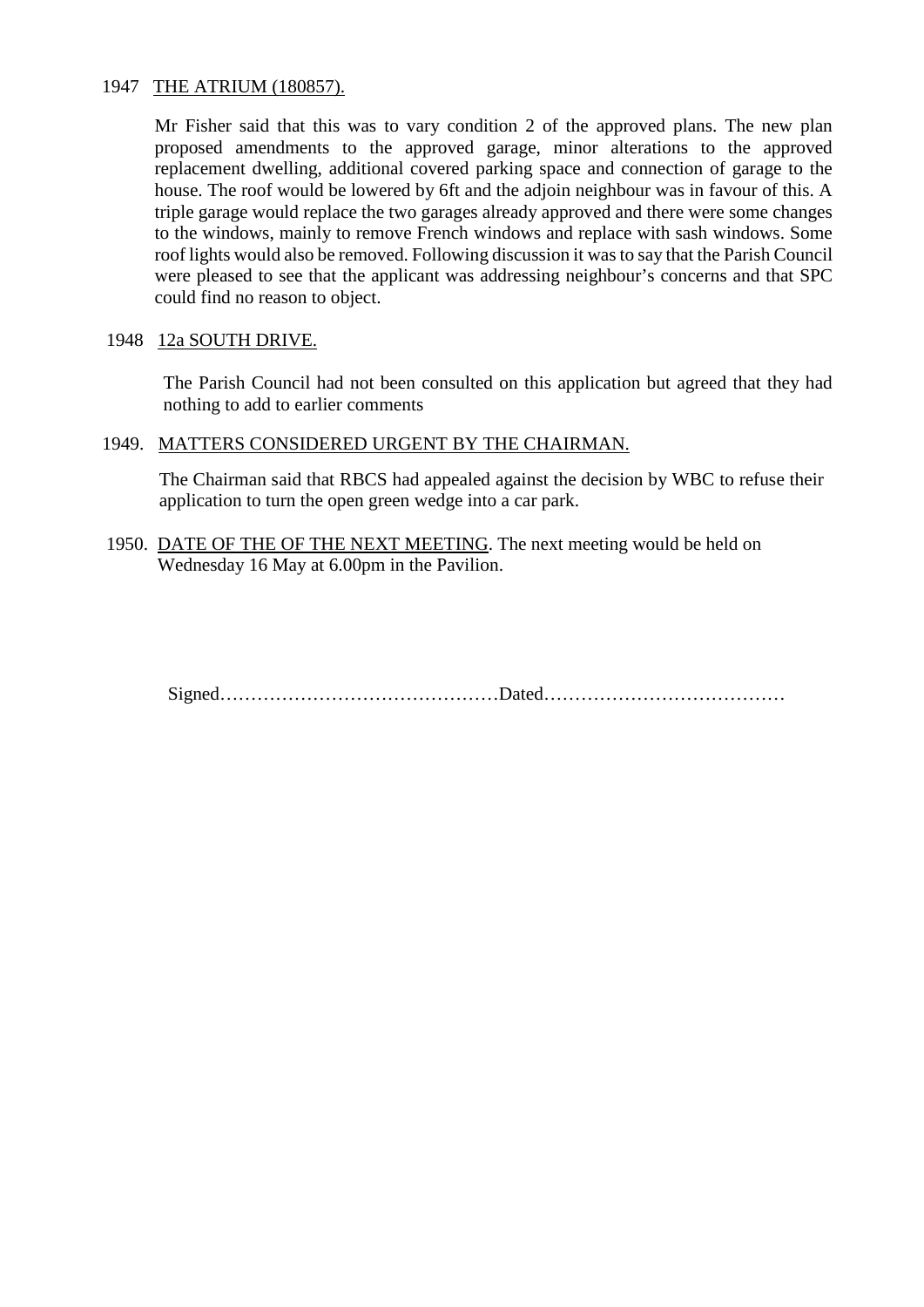1947 THE ATRIUM (180857).

Mr Fisher said that this was to vary condition 2 of the approved plans. The new plan proposed amendments to the approved garage, minor alterations to the approved replacement dwelling, additional covered parking space and connection of garage to the house. The roof would be lowered by 6ft and the adjoin neighbour was in favour of this. A triple garage would replace the two garages already approved and there were some changes to the windows, mainly to remove French windows and replace with sash windows. Some roof lights would also be removed. Following discussion it was to say that the Parish Council were pleased to see that the applicant was addressing neighbour's concerns and that SPC could find no reason to object.

1948 12a SOUTH DRIVE.

The Parish Council had not been consulted on this application but agreed that they had nothing to add to earlier comments

1949. MATTERS CONSIDERED URGENT BY THE CHAIRMAN.

The Chairman said that RBCS had appealed against the decision by WBC to refuse their application to turn the open green wedge into a car park.

1950. DATE OF THE OF THE NEXT MEETING. The next meeting would be held on Wednesday 16 May at 6.00pm in the Pavilion.

Signed………………………………………Dated…………………………………